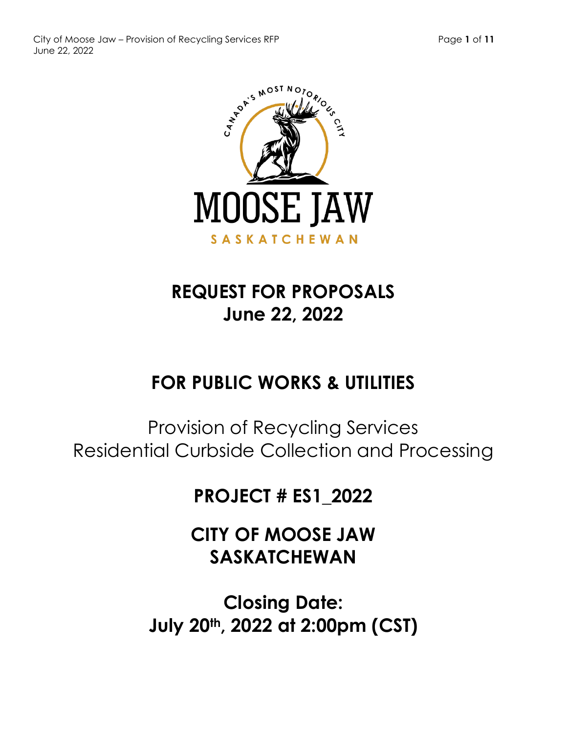# REQUEST FOR PROPOSALS
## June 22, 2022

## FOR PUBLIC WORKS & UTILITIES

Provision of Recycling Services
Residential Curbside Collection and Processing

## PROJECT # ES1_2022

## CITY OF MOOSE JAW
## SASKATCHEWAN

## Closing Date:
## July 20th, 2022 at 2:00pm (CST)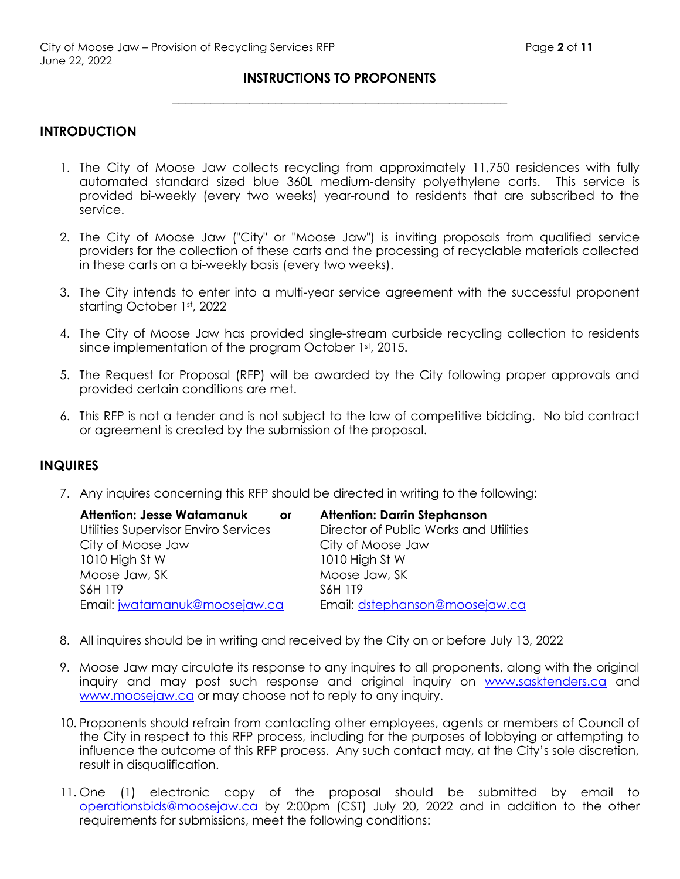## INSTRUCTIONS TO PROPONENTS

## INTRODUCTION

1. The City of Moose Jaw collects recycling from approximately 11,750 residences with fully automated standard sized blue 360L medium-density polyethylene carts. This service is provided bi-weekly (every two weeks) year-round to residents that are subscribed to the service.

2. The City of Moose Jaw ("City" or "Moose Jaw") is inviting proposals from qualified service providers for the collection of these carts and the processing of recyclable materials collected in these carts on a bi-weekly basis (every two weeks).

3. The City intends to enter into a multi-year service agreement with the successful proponent starting October 1st, 2022

4. The City of Moose Jaw has provided single-stream curbside recycling collection to residents since implementation of the program October 1st, 2015.

5. The Request for Proposal (RFP) will be awarded by the City following proper approvals and provided certain conditions are met.

6. This RFP is not a tender and is not subject to the law of competitive bidding. No bid contract or agreement is created by the submission of the proposal.

## INQUIRES

7. Any inquires concerning this RFP should be directed in writing to the following:

   **Attention: Jesse Watamanuk** **or**
   Utilities Supervisor Enviro Services
   City of Moose Jaw
   1010 High St W
   Moose Jaw, SK
   S6H 1T9
   Email: jwatamanuk@moosejaw.ca

   **Attention: Darrin Stephanson**
   Director of Public Works and Utilities
   City of Moose Jaw
   1010 High St W
   Moose Jaw, SK
   S6H 1T9
   Email: dstephanson@moosejaw.ca

8. All inquires should be in writing and received by the City on or before July 13, 2022

9. Moose Jaw may circulate its response to any inquires to all proponents, along with the original inquiry and may post such response and original inquiry on www.sasktenders.ca and www.moosejaw.ca or may choose not to reply to any inquiry.

10. Proponents should refrain from contacting other employees, agents or members of Council of the City in respect to this RFP process, including for the purposes of lobbying or attempting to influence the outcome of this RFP process. Any such contact may, at the City's sole discretion, result in disqualification.

11. One (1) electronic copy of the proposal should be submitted by email to operationsbids@moosejaw.ca by 2:00pm (CST) July 20, 2022 and in addition to the other requirements for submissions, meet the following conditions: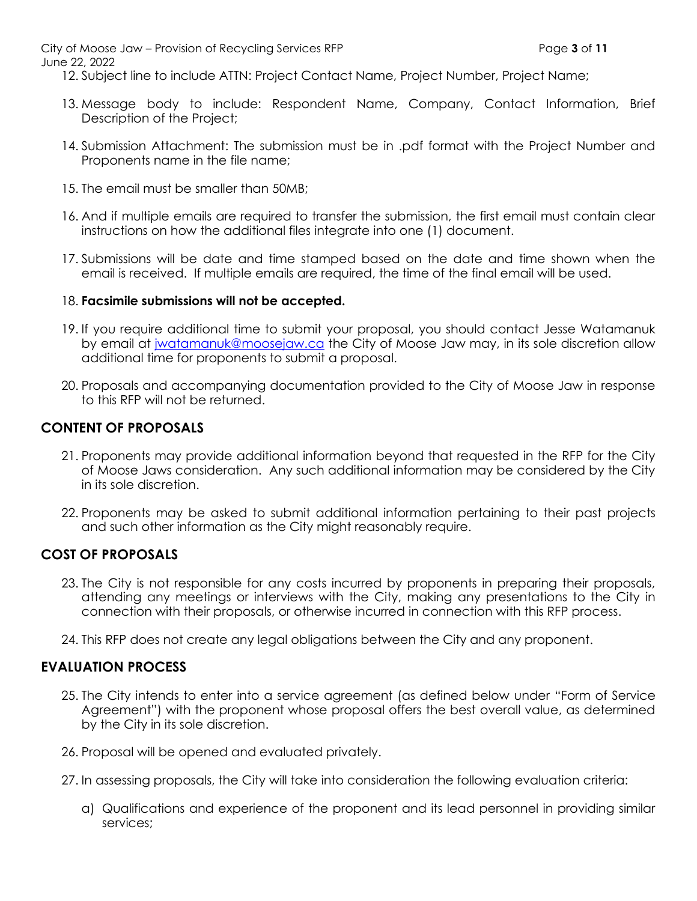12. Subject line to include ATTN: Project Contact Name, Project Number, Project Name;

13. Message body to include: Respondent Name, Company, Contact Information, Brief Description of the Project;

14. Submission Attachment: The submission must be in .pdf format with the Project Number and Proponents name in the file name;

15. The email must be smaller than 50MB;

16. And if multiple emails are required to transfer the submission, the first email must contain clear instructions on how the additional files integrate into one (1) document.

17. Submissions will be date and time stamped based on the date and time shown when the email is received. If multiple emails are required, the time of the final email will be used.

18. **Facsimile submissions will not be accepted.**

19. If you require additional time to submit your proposal, you should contact Jesse Watamanuk by email at jwatamanuk@moosejaw.ca the City of Moose Jaw may, in its sole discretion allow additional time for proponents to submit a proposal.

20. Proposals and accompanying documentation provided to the City of Moose Jaw in response to this RFP will not be returned.

## CONTENT OF PROPOSALS

21. Proponents may provide additional information beyond that requested in the RFP for the City of Moose Jaws consideration. Any such additional information may be considered by the City in its sole discretion.

22. Proponents may be asked to submit additional information pertaining to their past projects and such other information as the City might reasonably require.

## COST OF PROPOSALS

23. The City is not responsible for any costs incurred by proponents in preparing their proposals, attending any meetings or interviews with the City, making any presentations to the City in connection with their proposals, or otherwise incurred in connection with this RFP process.

24. This RFP does not create any legal obligations between the City and any proponent.

## EVALUATION PROCESS

25. The City intends to enter into a service agreement (as defined below under "Form of Service Agreement") with the proponent whose proposal offers the best overall value, as determined by the City in its sole discretion.

26. Proposal will be opened and evaluated privately.

27. In assessing proposals, the City will take into consideration the following evaluation criteria:

    a) Qualifications and experience of the proponent and its lead personnel in providing similar services;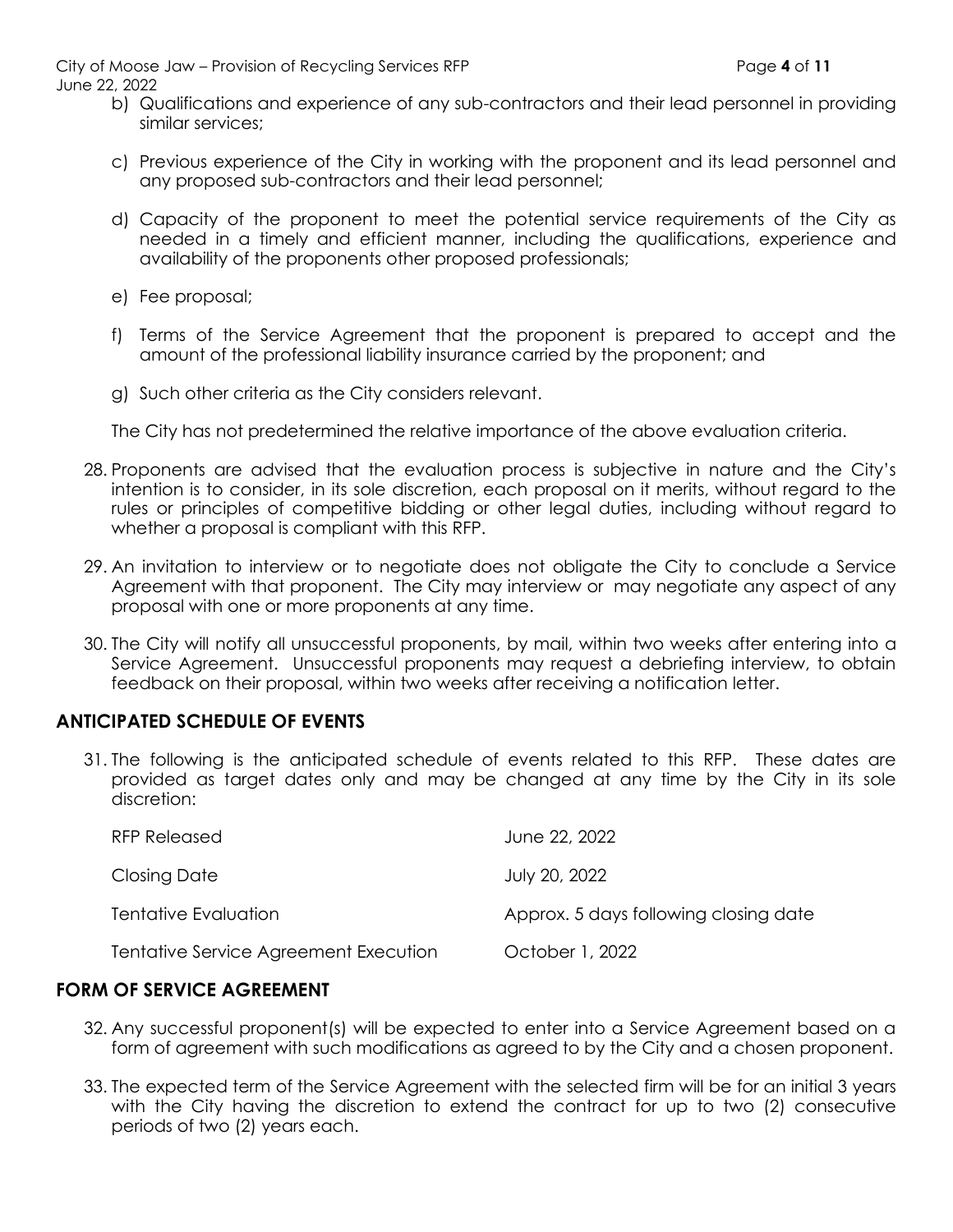b) Qualifications and experience of any sub-contractors and their lead personnel in providing similar services;

c) Previous experience of the City in working with the proponent and its lead personnel and any proposed sub-contractors and their lead personnel;

d) Capacity of the proponent to meet the potential service requirements of the City as needed in a timely and efficient manner, including the qualifications, experience and availability of the proponents other proposed professionals;

e) Fee proposal;

f) Terms of the Service Agreement that the proponent is prepared to accept and the amount of the professional liability insurance carried by the proponent; and

g) Such other criteria as the City considers relevant.

The City has not predetermined the relative importance of the above evaluation criteria.

28. Proponents are advised that the evaluation process is subjective in nature and the City's intention is to consider, in its sole discretion, each proposal on it merits, without regard to the rules or principles of competitive bidding or other legal duties, including without regard to whether a proposal is compliant with this RFP.

29. An invitation to interview or to negotiate does not obligate the City to conclude a Service Agreement with that proponent. The City may interview or may negotiate any aspect of any proposal with one or more proponents at any time.

30. The City will notify all unsuccessful proponents, by mail, within two weeks after entering into a Service Agreement. Unsuccessful proponents may request a debriefing interview, to obtain feedback on their proposal, within two weeks after receiving a notification letter.

## ANTICIPATED SCHEDULE OF EVENTS

31. The following is the anticipated schedule of events related to this RFP. These dates are provided as target dates only and may be changed at any time by the City in its sole discretion:

| | |
|---|---|
| RFP Released | June 22, 2022 |
| Closing Date | July 20, 2022 |
| Tentative Evaluation | Approx. 5 days following closing date |
| Tentative Service Agreement Execution | October 1, 2022 |

## FORM OF SERVICE AGREEMENT

32. Any successful proponent(s) will be expected to enter into a Service Agreement based on a form of agreement with such modifications as agreed to by the City and a chosen proponent.

33. The expected term of the Service Agreement with the selected firm will be for an initial 3 years with the City having the discretion to extend the contract for up to two (2) consecutive periods of two (2) years each.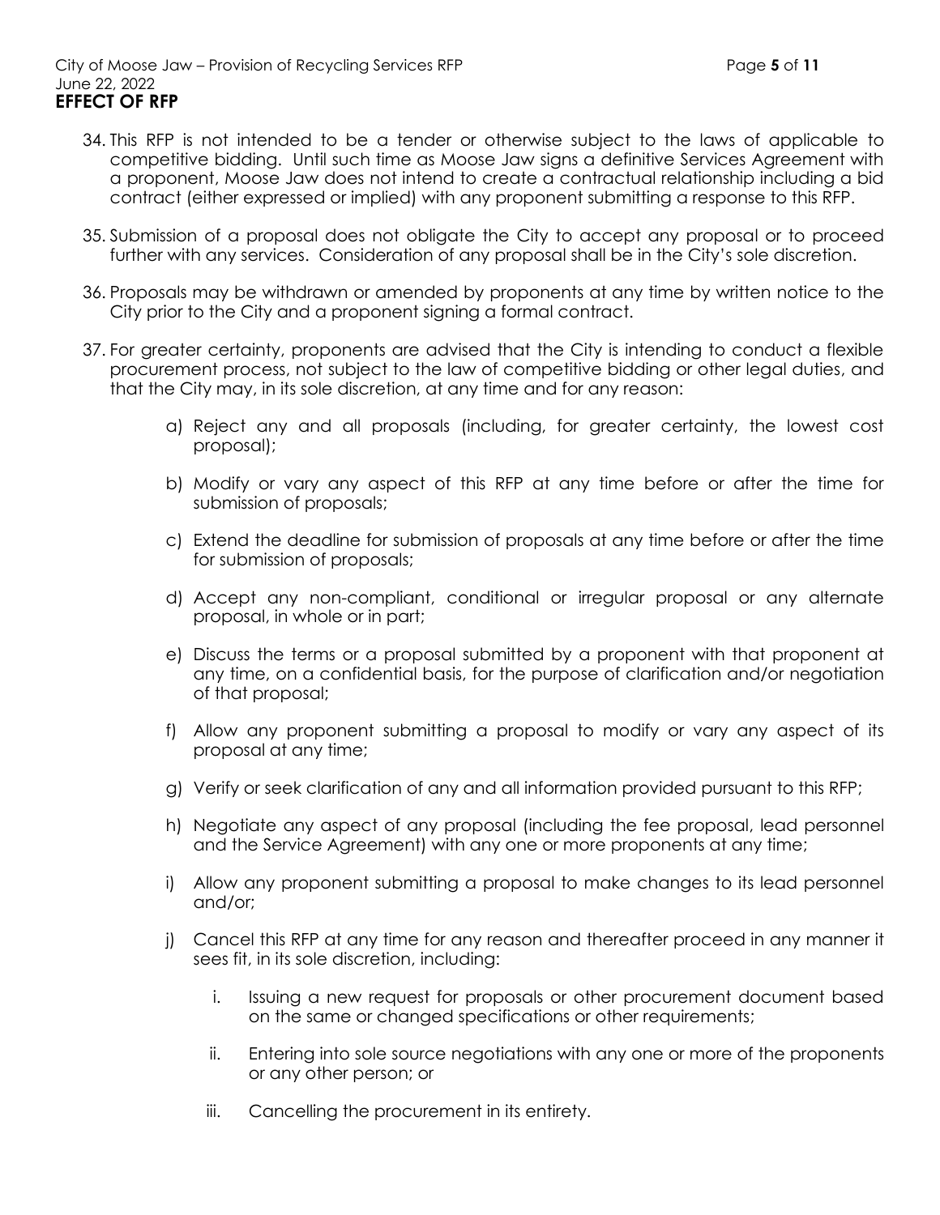## EFFECT OF RFP

34. This RFP is not intended to be a tender or otherwise subject to the laws of applicable to competitive bidding. Until such time as Moose Jaw signs a definitive Services Agreement with a proponent, Moose Jaw does not intend to create a contractual relationship including a bid contract (either expressed or implied) with any proponent submitting a response to this RFP.

35. Submission of a proposal does not obligate the City to accept any proposal or to proceed further with any services. Consideration of any proposal shall be in the City's sole discretion.

36. Proposals may be withdrawn or amended by proponents at any time by written notice to the City prior to the City and a proponent signing a formal contract.

37. For greater certainty, proponents are advised that the City is intending to conduct a flexible procurement process, not subject to the law of competitive bidding or other legal duties, and that the City may, in its sole discretion, at any time and for any reason:

    a) Reject any and all proposals (including, for greater certainty, the lowest cost proposal);

    b) Modify or vary any aspect of this RFP at any time before or after the time for submission of proposals;

    c) Extend the deadline for submission of proposals at any time before or after the time for submission of proposals;

    d) Accept any non-compliant, conditional or irregular proposal or any alternate proposal, in whole or in part;

    e) Discuss the terms or a proposal submitted by a proponent with that proponent at any time, on a confidential basis, for the purpose of clarification and/or negotiation of that proposal;

    f) Allow any proponent submitting a proposal to modify or vary any aspect of its proposal at any time;

    g) Verify or seek clarification of any and all information provided pursuant to this RFP;

    h) Negotiate any aspect of any proposal (including the fee proposal, lead personnel and the Service Agreement) with any one or more proponents at any time;

    i) Allow any proponent submitting a proposal to make changes to its lead personnel and/or;

    j) Cancel this RFP at any time for any reason and thereafter proceed in any manner it sees fit, in its sole discretion, including:

        i. Issuing a new request for proposals or other procurement document based on the same or changed specifications or other requirements;

        ii. Entering into sole source negotiations with any one or more of the proponents or any other person; or

        iii. Cancelling the procurement in its entirety.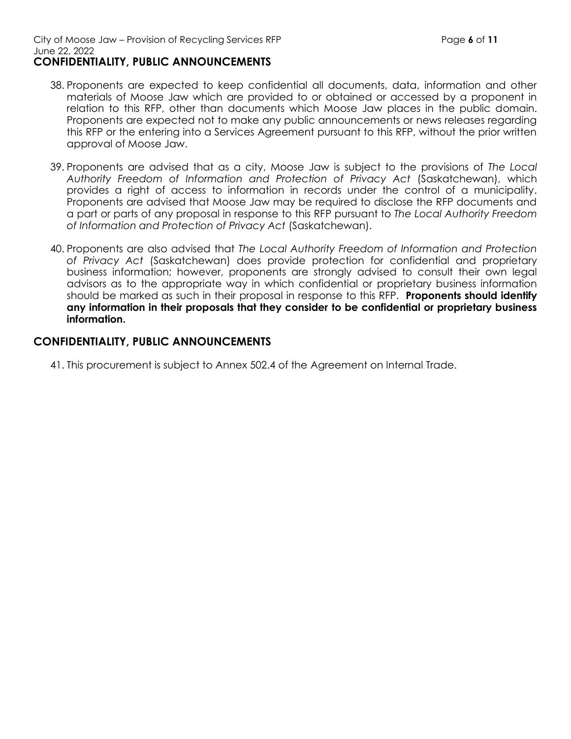## CONFIDENTIALITY, PUBLIC ANNOUNCEMENTS

38. Proponents are expected to keep confidential all documents, data, information and other materials of Moose Jaw which are provided to or obtained or accessed by a proponent in relation to this RFP, other than documents which Moose Jaw places in the public domain. Proponents are expected not to make any public announcements or news releases regarding this RFP or the entering into a Services Agreement pursuant to this RFP, without the prior written approval of Moose Jaw.

39. Proponents are advised that as a city, Moose Jaw is subject to the provisions of *The Local Authority Freedom of Information and Protection of Privacy Act* (Saskatchewan), which provides a right of access to information in records under the control of a municipality. Proponents are advised that Moose Jaw may be required to disclose the RFP documents and a part or parts of any proposal in response to this RFP pursuant to *The Local Authority Freedom of Information and Protection of Privacy Act* (Saskatchewan).

40. Proponents are also advised that *The Local Authority Freedom of Information and Protection of Privacy Act* (Saskatchewan) does provide protection for confidential and proprietary business information; however, proponents are strongly advised to consult their own legal advisors as to the appropriate way in which confidential or proprietary business information should be marked as such in their proposal in response to this RFP. **Proponents should identify any information in their proposals that they consider to be confidential or proprietary business information.**

## CONFIDENTIALITY, PUBLIC ANNOUNCEMENTS

41. This procurement is subject to Annex 502.4 of the Agreement on Internal Trade.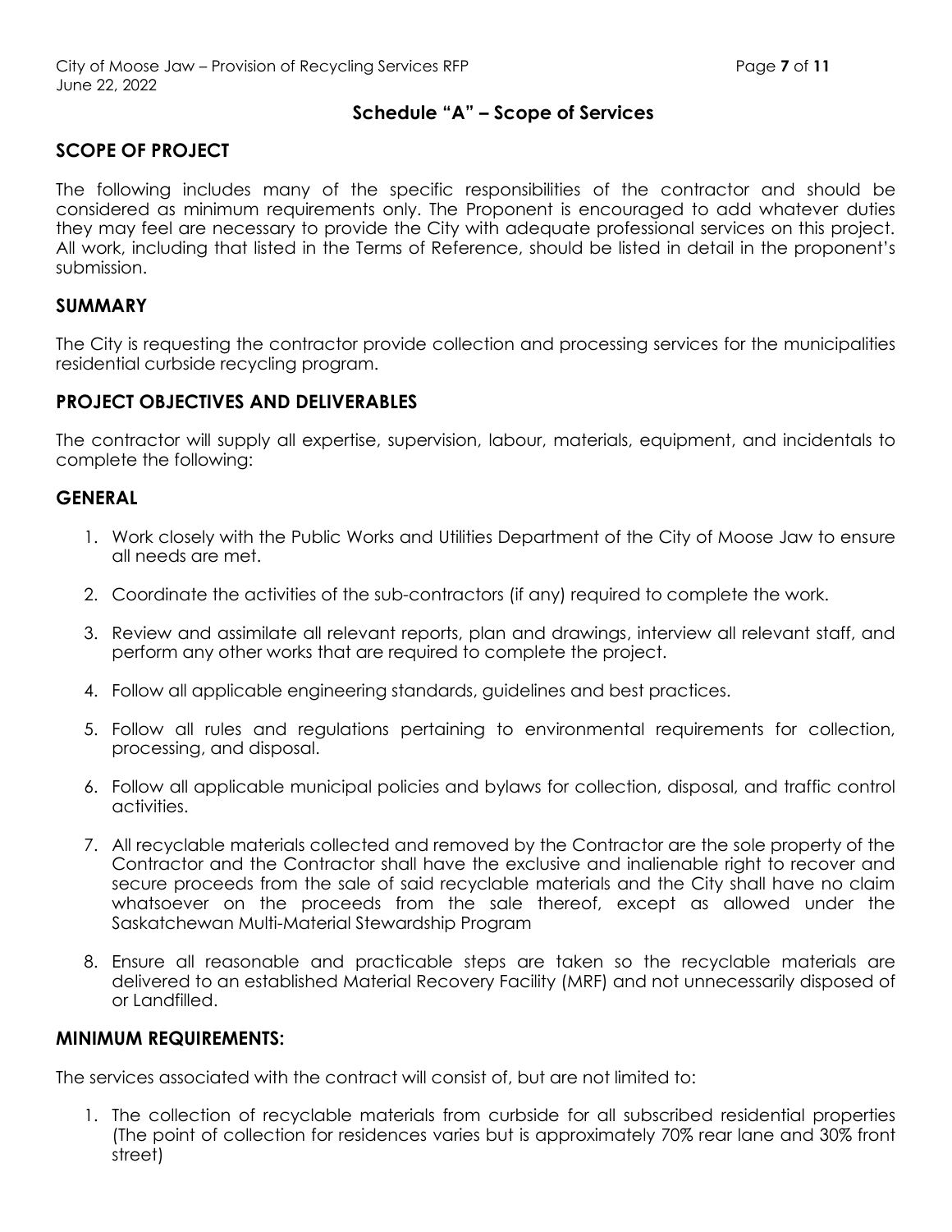## Schedule "A" – Scope of Services

## SCOPE OF PROJECT

The following includes many of the specific responsibilities of the contractor and should be considered as minimum requirements only. The Proponent is encouraged to add whatever duties they may feel are necessary to provide the City with adequate professional services on this project. All work, including that listed in the Terms of Reference, should be listed in detail in the proponent's submission.

## SUMMARY

The City is requesting the contractor provide collection and processing services for the municipalities residential curbside recycling program.

## PROJECT OBJECTIVES AND DELIVERABLES

The contractor will supply all expertise, supervision, labour, materials, equipment, and incidentals to complete the following:

## GENERAL

1. Work closely with the Public Works and Utilities Department of the City of Moose Jaw to ensure all needs are met.
2. Coordinate the activities of the sub-contractors (if any) required to complete the work.
3. Review and assimilate all relevant reports, plan and drawings, interview all relevant staff, and perform any other works that are required to complete the project.
4. Follow all applicable engineering standards, guidelines and best practices.
5. Follow all rules and regulations pertaining to environmental requirements for collection, processing, and disposal.
6. Follow all applicable municipal policies and bylaws for collection, disposal, and traffic control activities.
7. All recyclable materials collected and removed by the Contractor are the sole property of the Contractor and the Contractor shall have the exclusive and inalienable right to recover and secure proceeds from the sale of said recyclable materials and the City shall have no claim whatsoever on the proceeds from the sale thereof, except as allowed under the Saskatchewan Multi-Material Stewardship Program
8. Ensure all reasonable and practicable steps are taken so the recyclable materials are delivered to an established Material Recovery Facility (MRF) and not unnecessarily disposed of or Landfilled.

## MINIMUM REQUIREMENTS:

The services associated with the contract will consist of, but are not limited to:

1. The collection of recyclable materials from curbside for all subscribed residential properties (The point of collection for residences varies but is approximately 70% rear lane and 30% front street)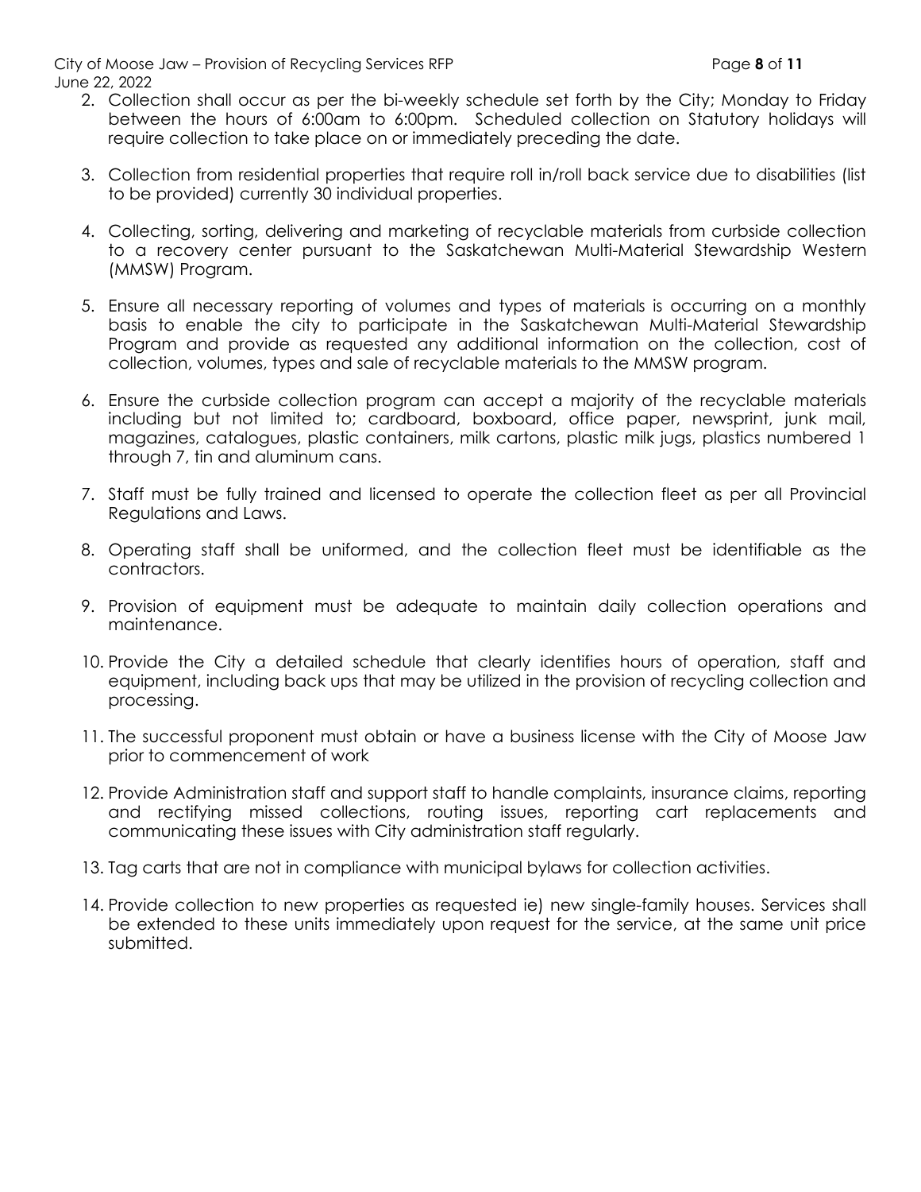2. Collection shall occur as per the bi-weekly schedule set forth by the City; Monday to Friday between the hours of 6:00am to 6:00pm. Scheduled collection on Statutory holidays will require collection to take place on or immediately preceding the date.

3. Collection from residential properties that require roll in/roll back service due to disabilities (list to be provided) currently 30 individual properties.

4. Collecting, sorting, delivering and marketing of recyclable materials from curbside collection to a recovery center pursuant to the Saskatchewan Multi-Material Stewardship Western (MMSW) Program.

5. Ensure all necessary reporting of volumes and types of materials is occurring on a monthly basis to enable the city to participate in the Saskatchewan Multi-Material Stewardship Program and provide as requested any additional information on the collection, cost of collection, volumes, types and sale of recyclable materials to the MMSW program.

6. Ensure the curbside collection program can accept a majority of the recyclable materials including but not limited to; cardboard, boxboard, office paper, newsprint, junk mail, magazines, catalogues, plastic containers, milk cartons, plastic milk jugs, plastics numbered 1 through 7, tin and aluminum cans.

7. Staff must be fully trained and licensed to operate the collection fleet as per all Provincial Regulations and Laws.

8. Operating staff shall be uniformed, and the collection fleet must be identifiable as the contractors.

9. Provision of equipment must be adequate to maintain daily collection operations and maintenance.

10. Provide the City a detailed schedule that clearly identifies hours of operation, staff and equipment, including back ups that may be utilized in the provision of recycling collection and processing.

11. The successful proponent must obtain or have a business license with the City of Moose Jaw prior to commencement of work

12. Provide Administration staff and support staff to handle complaints, insurance claims, reporting and rectifying missed collections, routing issues, reporting cart replacements and communicating these issues with City administration staff regularly.

13. Tag carts that are not in compliance with municipal bylaws for collection activities.

14. Provide collection to new properties as requested ie) new single-family houses. Services shall be extended to these units immediately upon request for the service, at the same unit price submitted.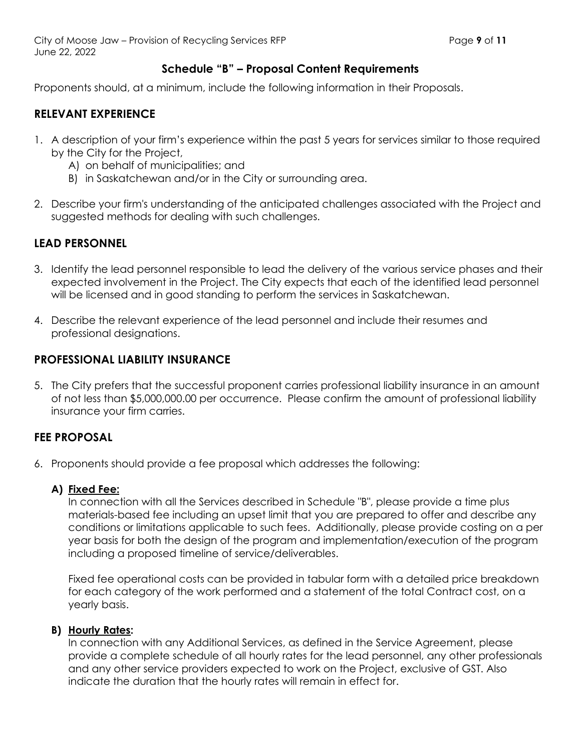## Schedule "B" – Proposal Content Requirements

Proponents should, at a minimum, include the following information in their Proposals.

### RELEVANT EXPERIENCE

1. A description of your firm's experience within the past 5 years for services similar to those required by the City for the Project,
   A) on behalf of municipalities; and
   B) in Saskatchewan and/or in the City or surrounding area.

2. Describe your firm's understanding of the anticipated challenges associated with the Project and suggested methods for dealing with such challenges.

### LEAD PERSONNEL

3. Identify the lead personnel responsible to lead the delivery of the various service phases and their expected involvement in the Project. The City expects that each of the identified lead personnel will be licensed and in good standing to perform the services in Saskatchewan.

4. Describe the relevant experience of the lead personnel and include their resumes and professional designations.

### PROFESSIONAL LIABILITY INSURANCE

5. The City prefers that the successful proponent carries professional liability insurance in an amount of not less than $5,000,000.00 per occurrence. Please confirm the amount of professional liability insurance your firm carries.

### FEE PROPOSAL

6. Proponents should provide a fee proposal which addresses the following:

   **A) Fixed Fee:**
   In connection with all the Services described in Schedule "B", please provide a time plus materials-based fee including an upset limit that you are prepared to offer and describe any conditions or limitations applicable to such fees. Additionally, please provide costing on a per year basis for both the design of the program and implementation/execution of the program including a proposed timeline of service/deliverables.

   Fixed fee operational costs can be provided in tabular form with a detailed price breakdown for each category of the work performed and a statement of the total Contract cost, on a yearly basis.

   **B) Hourly Rates:**
   In connection with any Additional Services, as defined in the Service Agreement, please provide a complete schedule of all hourly rates for the lead personnel, any other professionals and any other service providers expected to work on the Project, exclusive of GST. Also indicate the duration that the hourly rates will remain in effect for.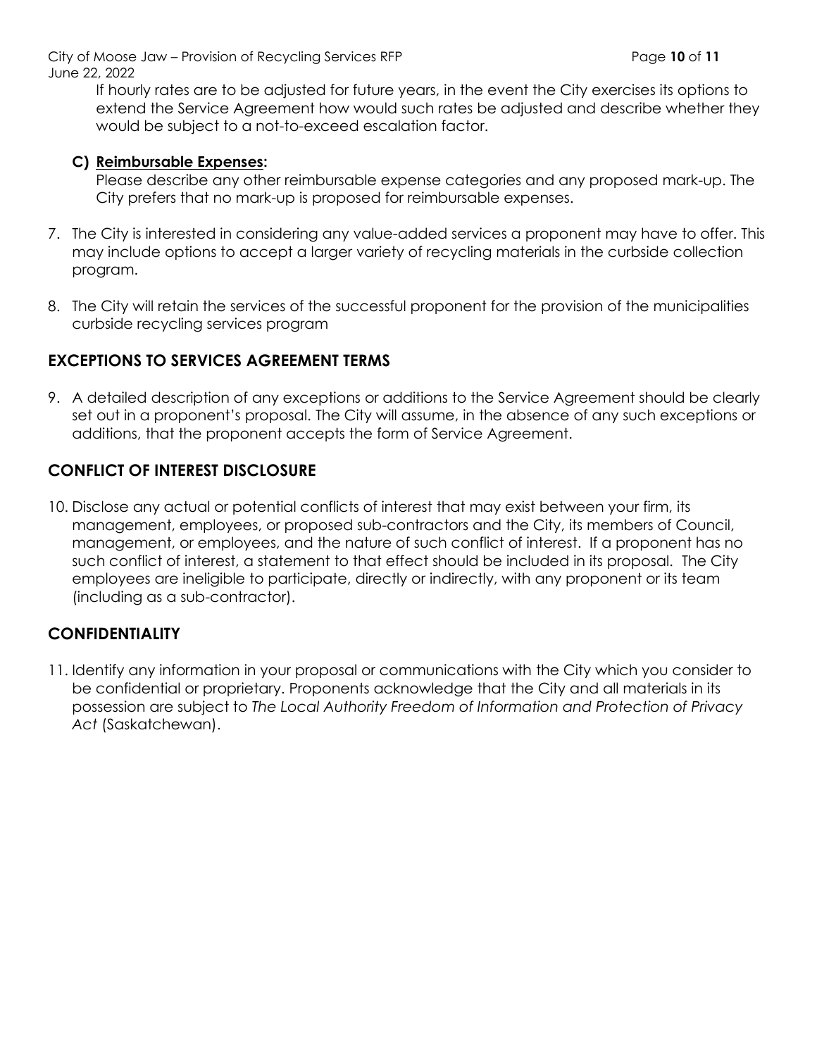If hourly rates are to be adjusted for future years, in the event the City exercises its options to extend the Service Agreement how would such rates be adjusted and describe whether they would be subject to a not-to-exceed escalation factor.

**C) Reimbursable Expenses:**

Please describe any other reimbursable expense categories and any proposed mark-up. The City prefers that no mark-up is proposed for reimbursable expenses.

7. The City is interested in considering any value-added services a proponent may have to offer. This may include options to accept a larger variety of recycling materials in the curbside collection program.

8. The City will retain the services of the successful proponent for the provision of the municipalities curbside recycling services program

## EXCEPTIONS TO SERVICES AGREEMENT TERMS

9. A detailed description of any exceptions or additions to the Service Agreement should be clearly set out in a proponent's proposal. The City will assume, in the absence of any such exceptions or additions, that the proponent accepts the form of Service Agreement.

## CONFLICT OF INTEREST DISCLOSURE

10. Disclose any actual or potential conflicts of interest that may exist between your firm, its management, employees, or proposed sub-contractors and the City, its members of Council, management, or employees, and the nature of such conflict of interest. If a proponent has no such conflict of interest, a statement to that effect should be included in its proposal. The City employees are ineligible to participate, directly or indirectly, with any proponent or its team (including as a sub-contractor).

## CONFIDENTIALITY

11. Identify any information in your proposal or communications with the City which you consider to be confidential or proprietary. Proponents acknowledge that the City and all materials in its possession are subject to *The Local Authority Freedom of Information and Protection of Privacy Act* (Saskatchewan).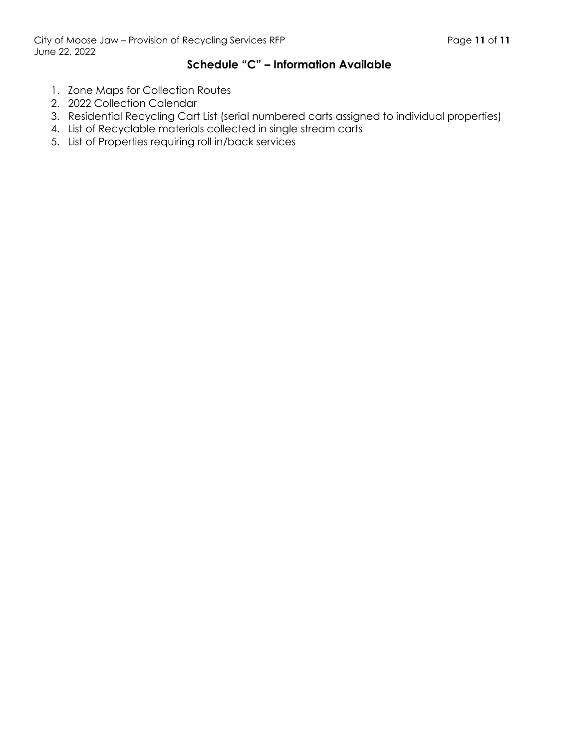## Schedule "C" – Information Available

1. Zone Maps for Collection Routes
2. 2022 Collection Calendar
3. Residential Recycling Cart List (serial numbered carts assigned to individual properties)
4. List of Recyclable materials collected in single stream carts
5. List of Properties requiring roll in/back services